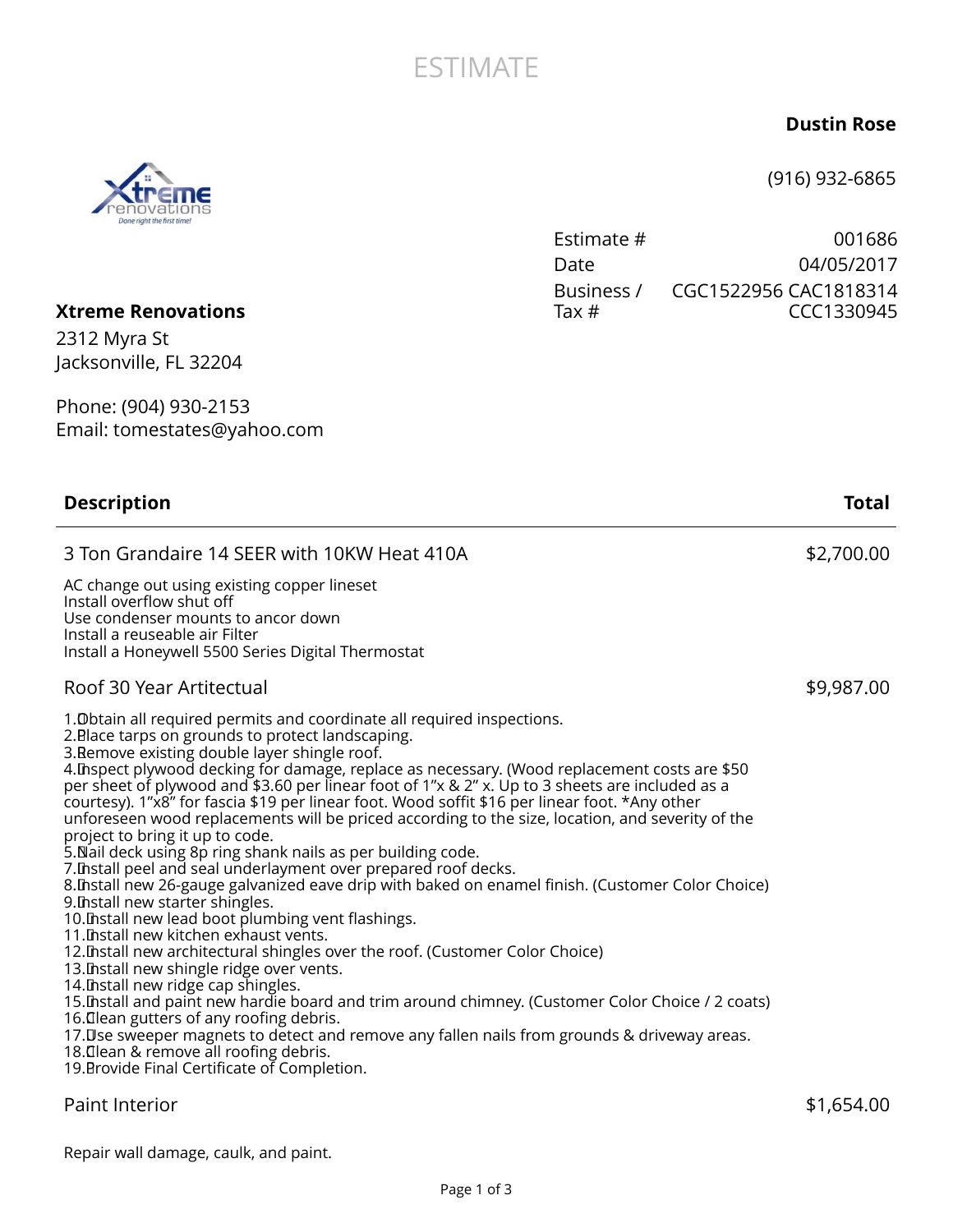# ESTIMATE

**Dustin Rose**

(916) 932-6865

| | |
|---|---|
| Estimate # | 001686 |
| Date | 04/05/2017 |
| Business / Tax # | CGC1522956 CAC1818314 CCC1330945 |

**Xtreme Renovations**
2312 Myra St
Jacksonville, FL 32204

Phone: (904) 930-2153
Email: tomestates@yahoo.com

| Description | Total |
|---|---|
| 3 Ton Grandaire 14 SEER with 10KW Heat 410A | $2,700.00 |

AC change out using existing copper lineset
Install overflow shut off
Use condenser mounts to ancor down
Install a reuseable air Filter
Install a Honeywell 5500 Series Digital Thermostat

| Description | Total |
|---|---|
| Roof 30 Year Artitectual | $9,987.00 |

1. Obtain all required permits and coordinate all required inspections.
2. Place tarps on grounds to protect landscaping.
3. Remove existing double layer shingle roof.
4. Inspect plywood decking for damage, replace as necessary. (Wood replacement costs are $50 per sheet of plywood and $3.60 per linear foot of 1"x & 2" x. Up to 3 sheets are included as a courtesy). 1"x8" for fascia $19 per linear foot. Wood soffit $16 per linear foot. *Any other unforeseen wood replacements will be priced according to the size, location, and severity of the project to bring it up to code.
5. Nail deck using 8p ring shank nails as per building code.
7. Install peel and seal underlayment over prepared roof decks.
8. Install new 26-gauge galvanized eave drip with baked on enamel finish. (Customer Color Choice)
9. Install new starter shingles.
10. Install new lead boot plumbing vent flashings.
11. Install new kitchen exhaust vents.
12. Install new architectural shingles over the roof. (Customer Color Choice)
13. Install new shingle ridge over vents.
14. Install new ridge cap shingles.
15. Install and paint new hardie board and trim around chimney. (Customer Color Choice / 2 coats)
16. Clean gutters of any roofing debris.
17. Use sweeper magnets to detect and remove any fallen nails from grounds & driveway areas.
18. Clean & remove all roofing debris.
19. Provide Final Certificate of Completion.

| Description | Total |
|---|---|
| Paint Interior | $1,654.00 |

Repair wall damage, caulk, and paint.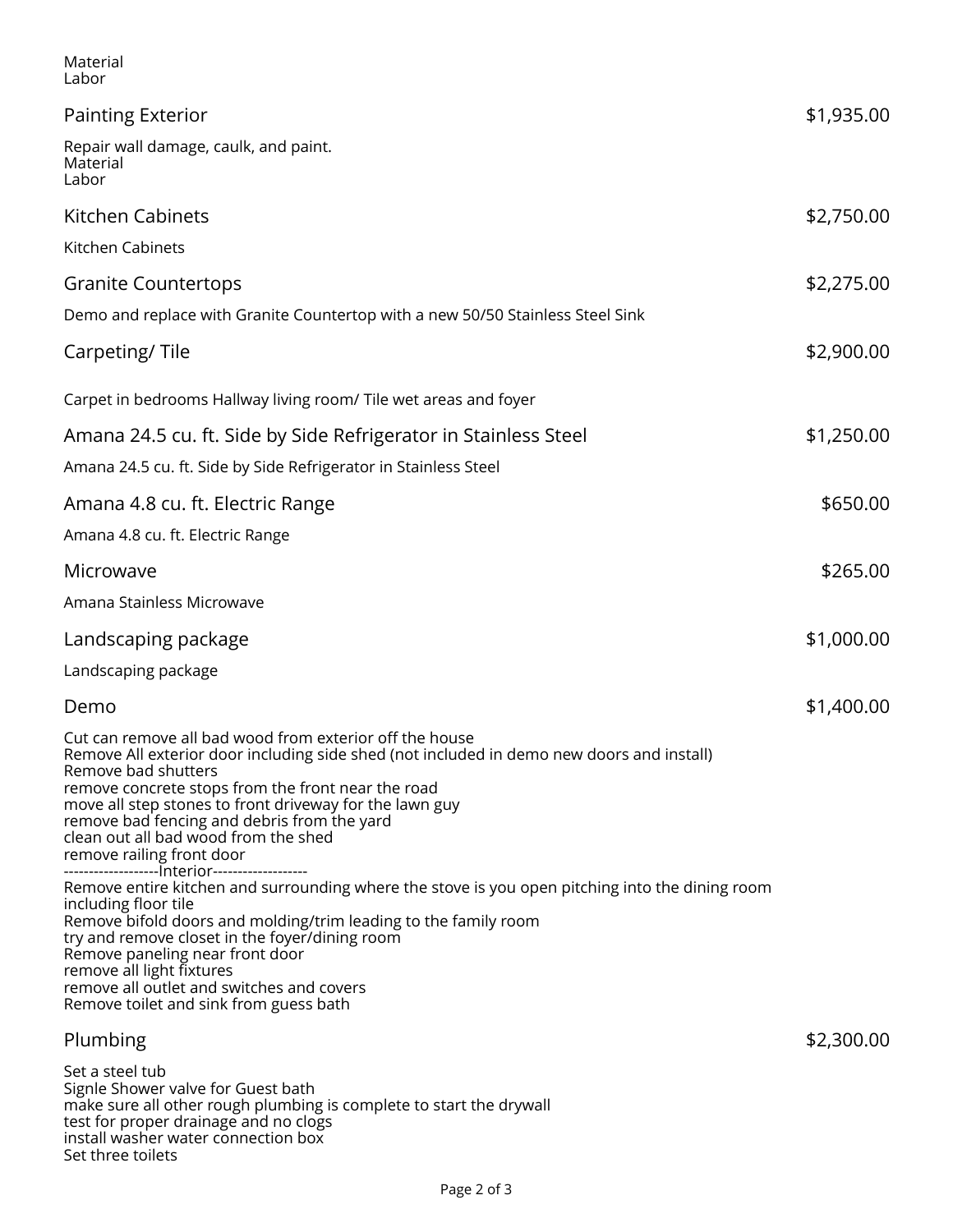Material
Labor

| Item | Amount |
|---|---|
| Painting Exterior | $1,935.00 |

Repair wall damage, caulk, and paint.
Material
Labor

| Item | Amount |
|---|---|
| Kitchen Cabinets | $2,750.00 |

Kitchen Cabinets

| Item | Amount |
|---|---|
| Granite Countertops | $2,275.00 |

Demo and replace with Granite Countertop with a new 50/50 Stainless Steel Sink

| Item | Amount |
|---|---|
| Carpeting/ Tile | $2,900.00 |

Carpet in bedrooms Hallway living room/ Tile wet areas and foyer

| Item | Amount |
|---|---|
| Amana 24.5 cu. ft. Side by Side Refrigerator in Stainless Steel | $1,250.00 |

Amana 24.5 cu. ft. Side by Side Refrigerator in Stainless Steel

| Item | Amount |
|---|---|
| Amana 4.8 cu. ft. Electric Range | $650.00 |

Amana 4.8 cu. ft. Electric Range

| Item | Amount |
|---|---|
| Microwave | $265.00 |

Amana Stainless Microwave

| Item | Amount |
|---|---|
| Landscaping package | $1,000.00 |

Landscaping package

| Item | Amount |
|---|---|
| Demo | $1,400.00 |

Cut can remove all bad wood from exterior off the house
Remove All exterior door including side shed (not included in demo new doors and install)
Remove bad shutters
remove concrete stops from the front near the road
move all step stones to front driveway for the lawn guy
remove bad fencing and debris from the yard
clean out all bad wood from the shed
remove railing front door
-------------------Interior-------------------
Remove entire kitchen and surrounding where the stove is you open pitching into the dining room including floor tile
Remove bifold doors and molding/trim leading to the family room
try and remove closet in the foyer/dining room
Remove paneling near front door
remove all light fixtures
remove all outlet and switches and covers
Remove toilet and sink from guess bath

| Item | Amount |
|---|---|
| Plumbing | $2,300.00 |

Set a steel tub
Signle Shower valve for Guest bath
make sure all other rough plumbing is complete to start the drywall
test for proper drainage and no clogs
install washer water connection box
Set three toilets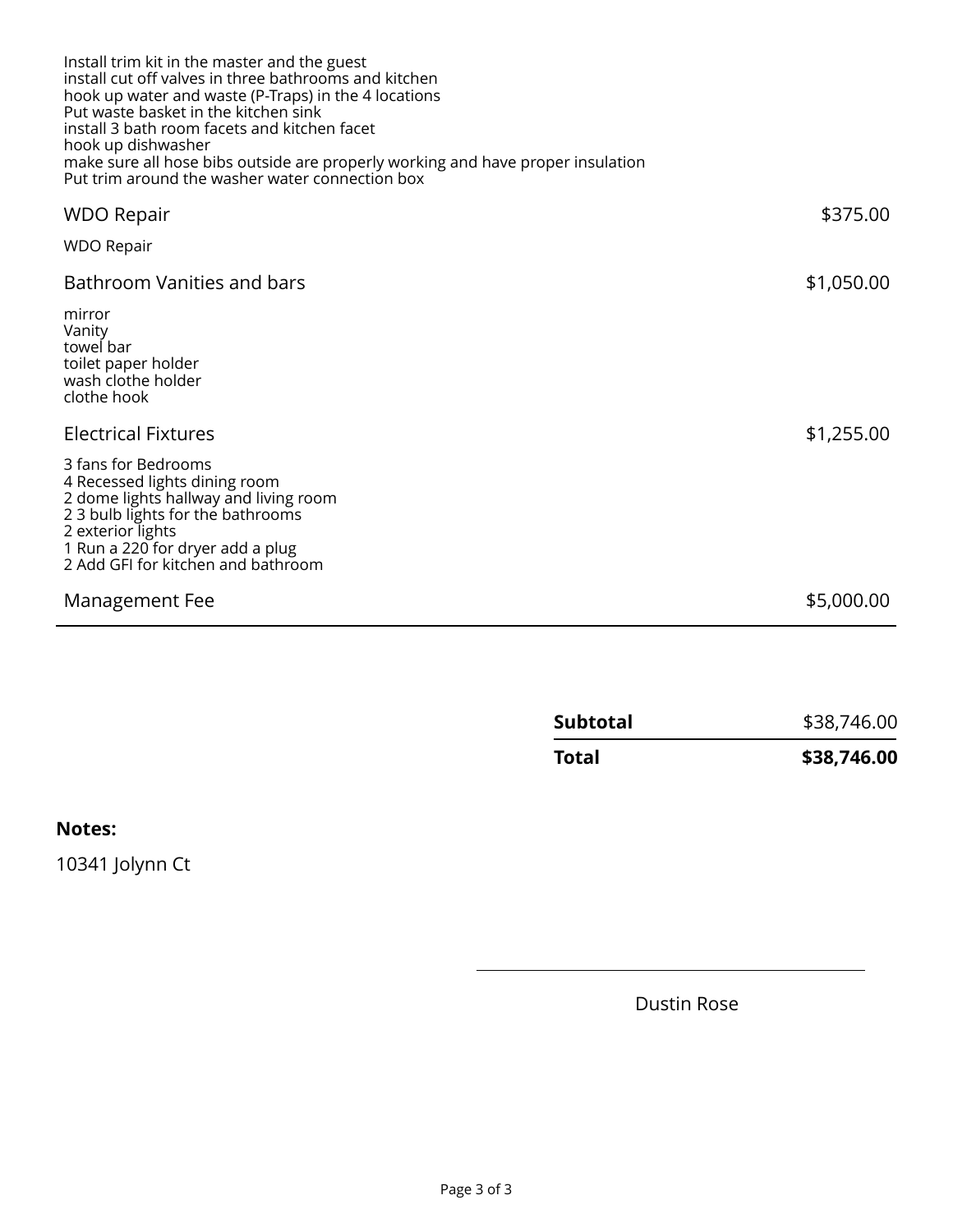Install trim kit in the master and the guest
install cut off valves in three bathrooms and kitchen
hook up water and waste (P-Traps) in the 4 locations
Put waste basket in the kitchen sink
install 3 bath room facets and kitchen facet
hook up dishwasher
make sure all hose bibs outside are properly working and have proper insulation
Put trim around the washer water connection box

| | |
|---|---|
| WDO Repair | $375.00 |

WDO Repair

| | |
|---|---|
| Bathroom Vanities and bars | $1,050.00 |

mirror
Vanity
towel bar
toilet paper holder
wash clothe holder
clothe hook

| | |
|---|---|
| Electrical Fixtures | $1,255.00 |

3 fans for Bedrooms
4 Recessed lights dining room
2 dome lights hallway and living room
2 3 bulb lights for the bathrooms
2 exterior lights
1 Run a 220 for dryer add a plug
2 Add GFI for kitchen and bathroom

| | |
|---|---|
| Management Fee | $5,000.00 |

| | |
|---|---|
| **Subtotal** | $38,746.00 |
| **Total** | **$38,746.00** |

**Notes:**

10341 Jolynn Ct

Dustin Rose